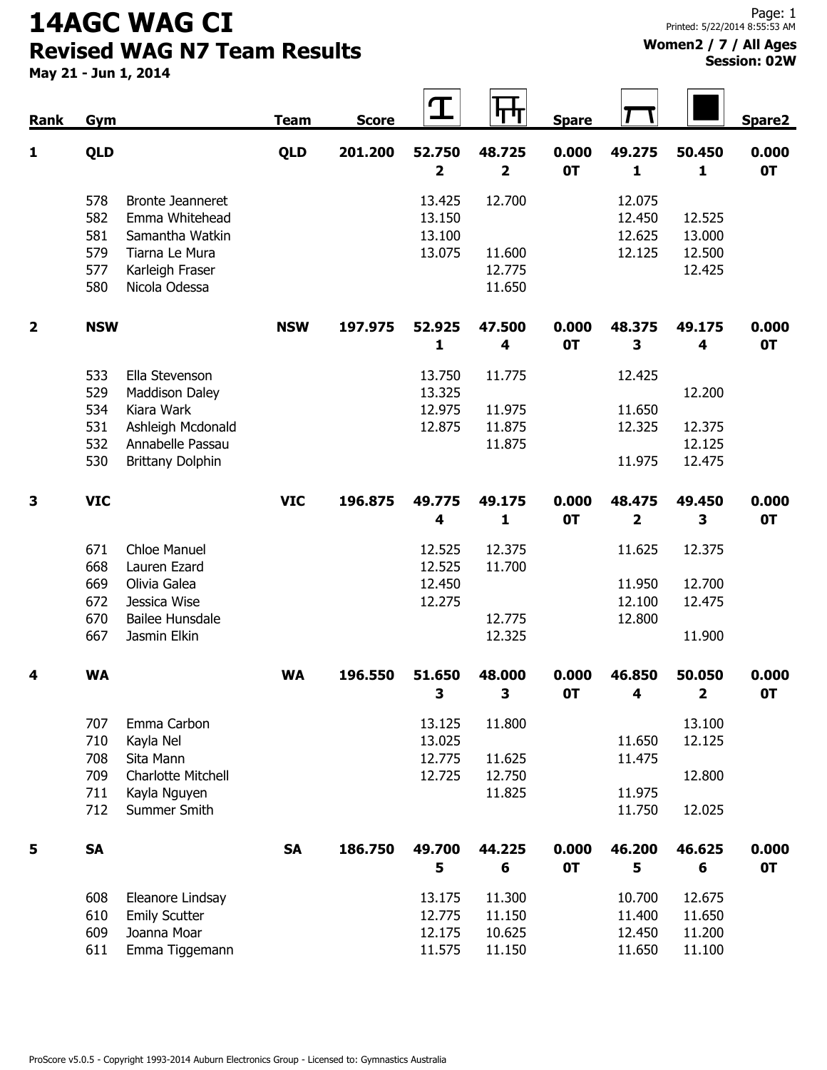# 14AGC WAG CI

## Revised WAG N7 Team Results

**May 21 - Jun 1, 2014**

Printed: 5/22/2014 8:55:53 AM

**Women2 / 7 / All Ages**
**Session: 02W**

| Rank | Gym | | Team | Score | Vault | Bars | Spare | Beam | Floor | Spare2 |
|---|---|---|---|---|---|---|---|---|---|---|
| **1** | **QLD** | | **QLD** | **201.200** | **52.750** 2 | **48.725** 2 | **0.000** 0T | **49.275** 1 | **50.450** 1 | **0.000** 0T |
| | 578 | Bronte Jeanneret | | | 13.425 | 12.700 | | 12.075 | | |
| | 582 | Emma Whitehead | | | 13.150 | | | 12.450 | 12.525 | |
| | 581 | Samantha Watkin | | | 13.100 | | | 12.625 | 13.000 | |
| | 579 | Tiarna Le Mura | | | 13.075 | 11.600 | | 12.125 | 12.500 | |
| | 577 | Karleigh Fraser | | | | 12.775 | | | 12.425 | |
| | 580 | Nicola Odessa | | | | 11.650 | | | | |
| **2** | **NSW** | | **NSW** | **197.975** | **52.925** 1 | **47.500** 4 | **0.000** 0T | **48.375** 3 | **49.175** 4 | **0.000** 0T |
| | 533 | Ella Stevenson | | | 13.750 | 11.775 | | 12.425 | | |
| | 529 | Maddison Daley | | | 13.325 | | | | 12.200 | |
| | 534 | Kiara Wark | | | 12.975 | 11.975 | | 11.650 | | |
| | 531 | Ashleigh Mcdonald | | | 12.875 | 11.875 | | 12.325 | 12.375 | |
| | 532 | Annabelle Passau | | | | 11.875 | | | 12.125 | |
| | 530 | Brittany Dolphin | | | | | | 11.975 | 12.475 | |
| **3** | **VIC** | | **VIC** | **196.875** | **49.775** 4 | **49.175** 1 | **0.000** 0T | **48.475** 2 | **49.450** 3 | **0.000** 0T |
| | 671 | Chloe Manuel | | | 12.525 | 12.375 | | 11.625 | 12.375 | |
| | 668 | Lauren Ezard | | | 12.525 | 11.700 | | | | |
| | 669 | Olivia Galea | | | 12.450 | | | 11.950 | 12.700 | |
| | 672 | Jessica Wise | | | 12.275 | | | 12.100 | 12.475 | |
| | 670 | Bailee Hunsdale | | | | 12.775 | | 12.800 | | |
| | 667 | Jasmin Elkin | | | | 12.325 | | | 11.900 | |
| **4** | **WA** | | **WA** | **196.550** | **51.650** 3 | **48.000** 3 | **0.000** 0T | **46.850** 4 | **50.050** 2 | **0.000** 0T |
| | 707 | Emma Carbon | | | 13.125 | 11.800 | | | 13.100 | |
| | 710 | Kayla Nel | | | 13.025 | | | 11.650 | 12.125 | |
| | 708 | Sita Mann | | | 12.775 | 11.625 | | 11.475 | | |
| | 709 | Charlotte Mitchell | | | 12.725 | 12.750 | | | 12.800 | |
| | 711 | Kayla Nguyen | | | | 11.825 | | 11.975 | | |
| | 712 | Summer Smith | | | | | | 11.750 | 12.025 | |
| **5** | **SA** | | **SA** | **186.750** | **49.700** 5 | **44.225** 6 | **0.000** 0T | **46.200** 5 | **46.625** 6 | **0.000** 0T |
| | 608 | Eleanore Lindsay | | | 13.175 | 11.300 | | 10.700 | 12.675 | |
| | 610 | Emily Scutter | | | 12.775 | 11.150 | | 11.400 | 11.650 | |
| | 609 | Joanna Moar | | | 12.175 | 10.625 | | 12.450 | 11.200 | |
| | 611 | Emma Tiggemann | | | 11.575 | 11.150 | | 11.650 | 11.100 | |

ProScore v5.0.5 - Copyright 1993-2014 Auburn Electronics Group - Licensed to: Gymnastics Australia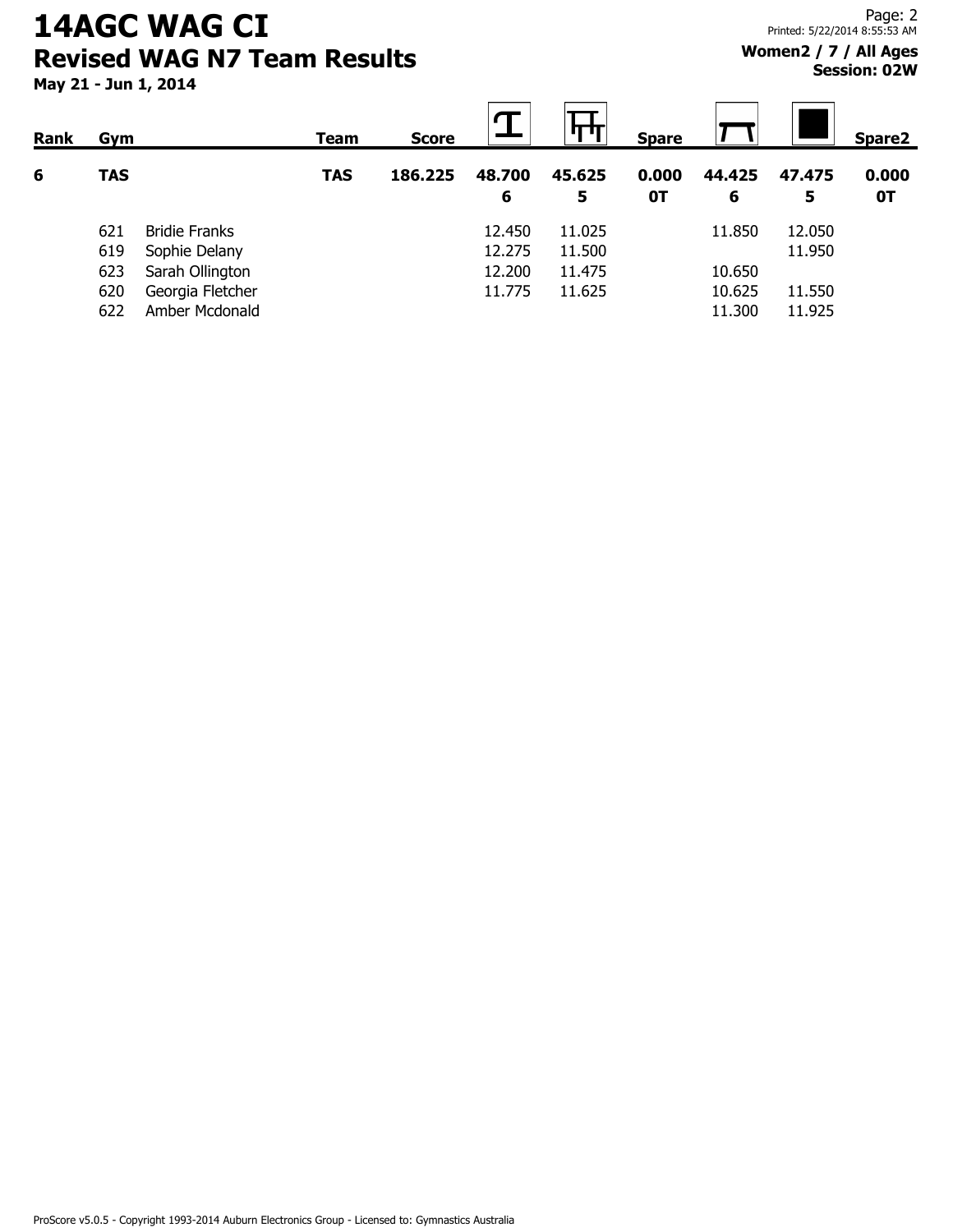# 14AGC WAG CI

## Revised WAG N7 Team Results

**May 21 - Jun 1, 2014**

**Women2 / 7 / All Ages**
**Session: 02W**

| Rank | Gym | | Team | Score | | | Spare | | | Spare2 |
|---|---|---|---|---|---|---|---|---|---|---|
| **6** | **TAS** | | **TAS** | **186.225** | **48.700** **6** | **45.625** **5** | **0.000** **0T** | **44.425** **6** | **47.475** **5** | **0.000** **0T** |
| | 621 | Bridie Franks | | | 12.450 | 11.025 | | 11.850 | 12.050 | |
| | 619 | Sophie Delany | | | 12.275 | 11.500 | | | 11.950 | |
| | 623 | Sarah Ollington | | | 12.200 | 11.475 | | 10.650 | | |
| | 620 | Georgia Fletcher | | | 11.775 | 11.625 | | 10.625 | 11.550 | |
| | 622 | Amber Mcdonald | | | | | | 11.300 | 11.925 | |

ProScore v5.0.5 - Copyright 1993-2014 Auburn Electronics Group - Licensed to: Gymnastics Australia